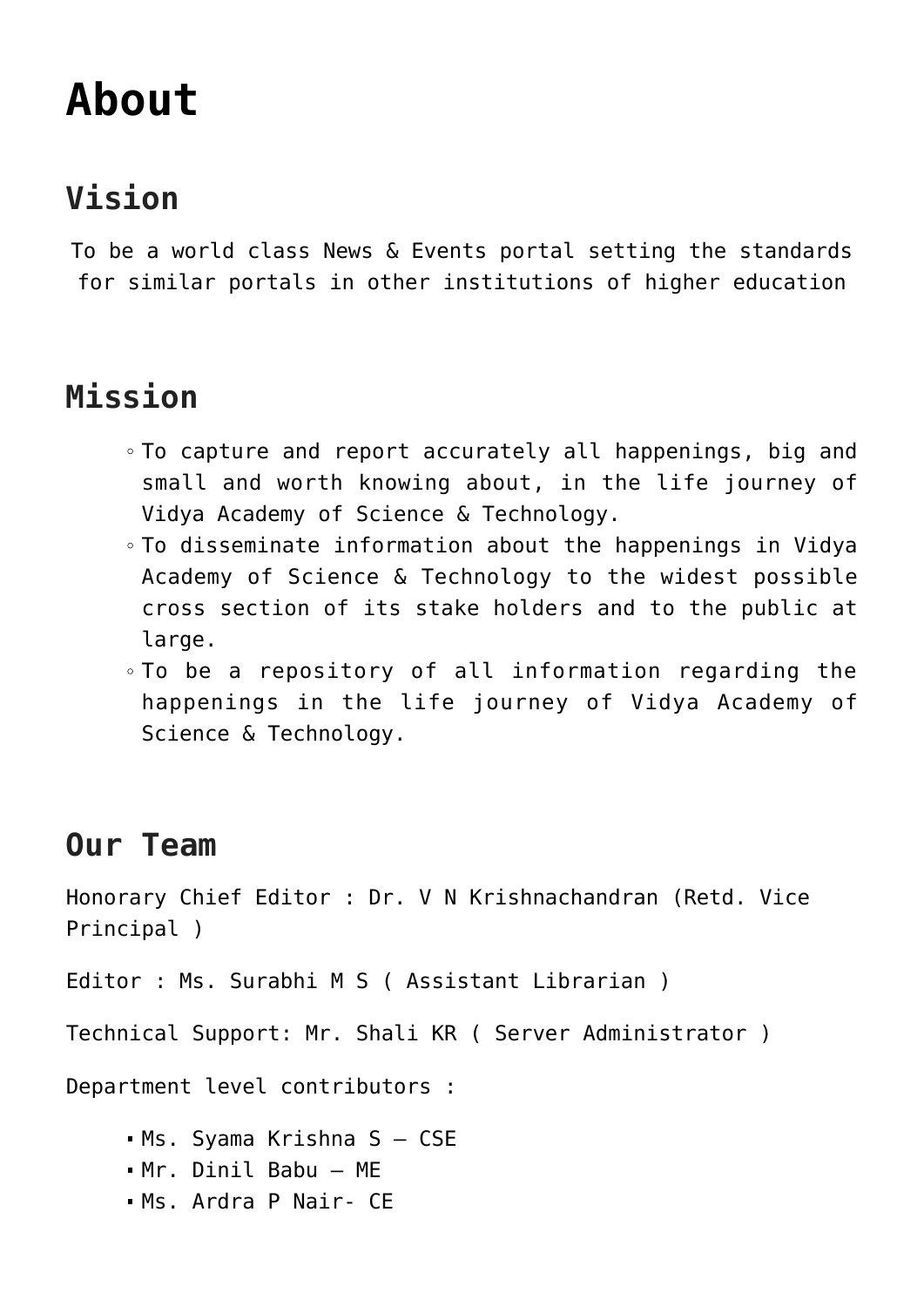# About

## Vision

To be a world class News & Events portal setting the standards for similar portals in other institutions of higher education

## Mission

- To capture and report accurately all happenings, big and small and worth knowing about, in the life journey of Vidya Academy of Science & Technology.
- To disseminate information about the happenings in Vidya Academy of Science & Technology to the widest possible cross section of its stake holders and to the public at large.
- To be a repository of all information regarding the happenings in the life journey of Vidya Academy of Science & Technology.

## Our Team

Honorary Chief Editor : Dr. V N Krishnachandran (Retd. Vice Principal )

Editor : Ms. Surabhi M S ( Assistant Librarian )

Technical Support: Mr. Shali KR ( Server Administrator )

Department level contributors :

- Ms. Syama Krishna S – CSE
- Mr. Dinil Babu – ME
- Ms. Ardra P Nair- CE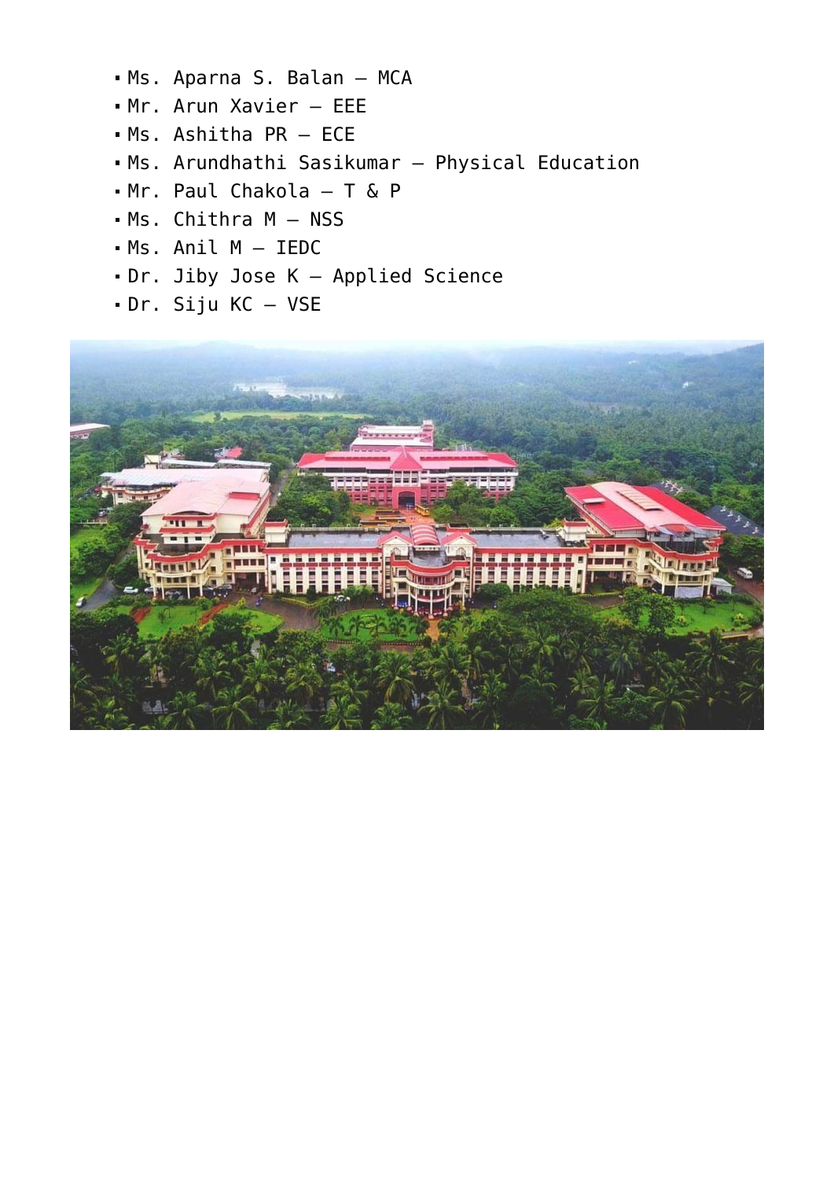- Ms. Aparna S. Balan – MCA
- Mr. Arun Xavier – EEE
- Ms. Ashitha PR – ECE
- Ms. Arundhathi Sasikumar – Physical Education
- Mr. Paul Chakola – T & P
- Ms. Chithra M – NSS
- Ms. Anil M – IEDC
- Dr. Jiby Jose K – Applied Science
- Dr. Siju KC – VSE